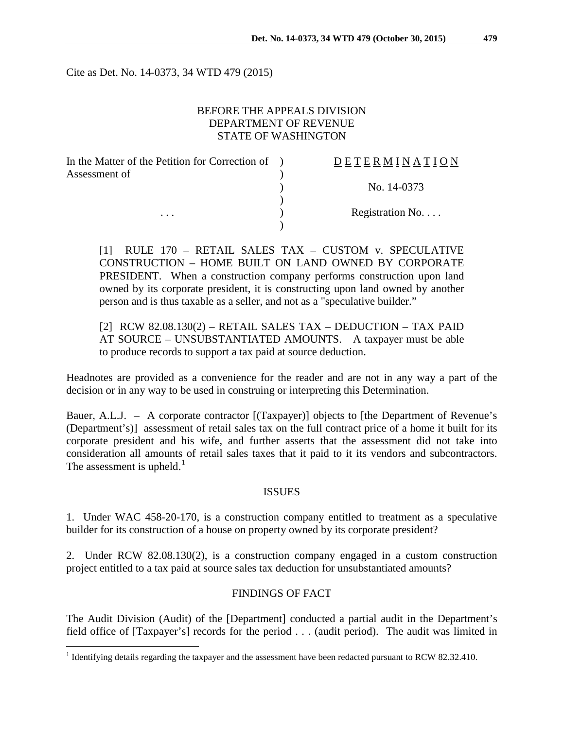Cite as Det. No. 14-0373, 34 WTD 479 (2015)

BEFORE THE APPEALS DIVISION
DEPARTMENT OF REVENUE
STATE OF WASHINGTON

| | | |
|---|---|---|
| In the Matter of the Petition for Correction of Assessment of | ) | D E T E R M I N A T I O N |
| | ) | No. 14-0373 |
| . . . | ) | Registration No. . . . |

[1] RULE 170 – RETAIL SALES TAX – CUSTOM v. SPECULATIVE CONSTRUCTION – HOME BUILT ON LAND OWNED BY CORPORATE PRESIDENT. When a construction company performs construction upon land owned by its corporate president, it is constructing upon land owned by another person and is thus taxable as a seller, and not as a "speculative builder."

[2] RCW 82.08.130(2) – RETAIL SALES TAX – DEDUCTION – TAX PAID AT SOURCE – UNSUBSTANTIATED AMOUNTS. A taxpayer must be able to produce records to support a tax paid at source deduction.

Headnotes are provided as a convenience for the reader and are not in any way a part of the decision or in any way to be used in construing or interpreting this Determination.

Bauer, A.L.J. – A corporate contractor [(Taxpayer)] objects to [the Department of Revenue's (Department's)] assessment of retail sales tax on the full contract price of a home it built for its corporate president and his wife, and further asserts that the assessment did not take into consideration all amounts of retail sales taxes that it paid to it its vendors and subcontractors. The assessment is upheld.[1]

## ISSUES

1. Under WAC 458-20-170, is a construction company entitled to treatment as a speculative builder for its construction of a house on property owned by its corporate president?

2. Under RCW 82.08.130(2), is a construction company engaged in a custom construction project entitled to a tax paid at source sales tax deduction for unsubstantiated amounts?

## FINDINGS OF FACT

The Audit Division (Audit) of the [Department] conducted a partial audit in the Department's field office of [Taxpayer's] records for the period . . . (audit period). The audit was limited in

[1] Identifying details regarding the taxpayer and the assessment have been redacted pursuant to RCW 82.32.410.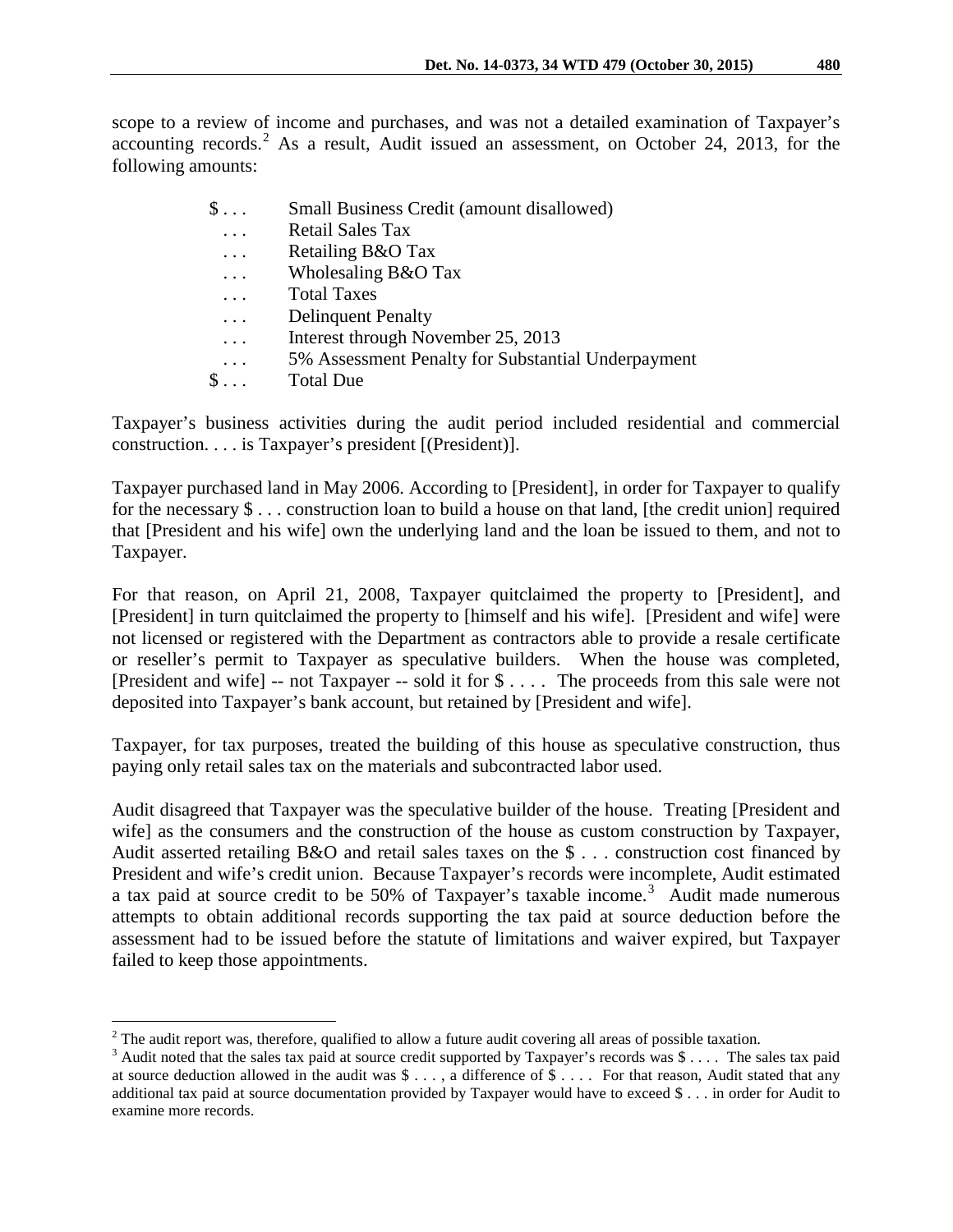scope to a review of income and purchases, and was not a detailed examination of Taxpayer's accounting records.[2] As a result, Audit issued an assessment, on October 24, 2013, for the following amounts:

| | |
|---|---|
| $ . . . | Small Business Credit (amount disallowed) |
| . . . | Retail Sales Tax |
| . . . | Retailing B&O Tax |
| . . . | Wholesaling B&O Tax |
| . . . | Total Taxes |
| . . . | Delinquent Penalty |
| . . . | Interest through November 25, 2013 |
| . . . | 5% Assessment Penalty for Substantial Underpayment |
| $ . . . | Total Due |

Taxpayer's business activities during the audit period included residential and commercial construction. . . . is Taxpayer's president [(President)].

Taxpayer purchased land in May 2006. According to [President], in order for Taxpayer to qualify for the necessary $ . . . construction loan to build a house on that land, [the credit union] required that [President and his wife] own the underlying land and the loan be issued to them, and not to Taxpayer.

For that reason, on April 21, 2008, Taxpayer quitclaimed the property to [President], and [President] in turn quitclaimed the property to [himself and his wife]. [President and wife] were not licensed or registered with the Department as contractors able to provide a resale certificate or reseller's permit to Taxpayer as speculative builders. When the house was completed, [President and wife] -- not Taxpayer -- sold it for $ . . . . The proceeds from this sale were not deposited into Taxpayer's bank account, but retained by [President and wife].

Taxpayer, for tax purposes, treated the building of this house as speculative construction, thus paying only retail sales tax on the materials and subcontracted labor used.

Audit disagreed that Taxpayer was the speculative builder of the house. Treating [President and wife] as the consumers and the construction of the house as custom construction by Taxpayer, Audit asserted retailing B&O and retail sales taxes on the $ . . . construction cost financed by President and wife's credit union. Because Taxpayer's records were incomplete, Audit estimated a tax paid at source credit to be 50% of Taxpayer's taxable income.[3] Audit made numerous attempts to obtain additional records supporting the tax paid at source deduction before the assessment had to be issued before the statute of limitations and waiver expired, but Taxpayer failed to keep those appointments.

---

[2] The audit report was, therefore, qualified to allow a future audit covering all areas of possible taxation.

[3] Audit noted that the sales tax paid at source credit supported by Taxpayer's records was $ . . . . The sales tax paid at source deduction allowed in the audit was $ . . . , a difference of $ . . . . For that reason, Audit stated that any additional tax paid at source documentation provided by Taxpayer would have to exceed $ . . . in order for Audit to examine more records.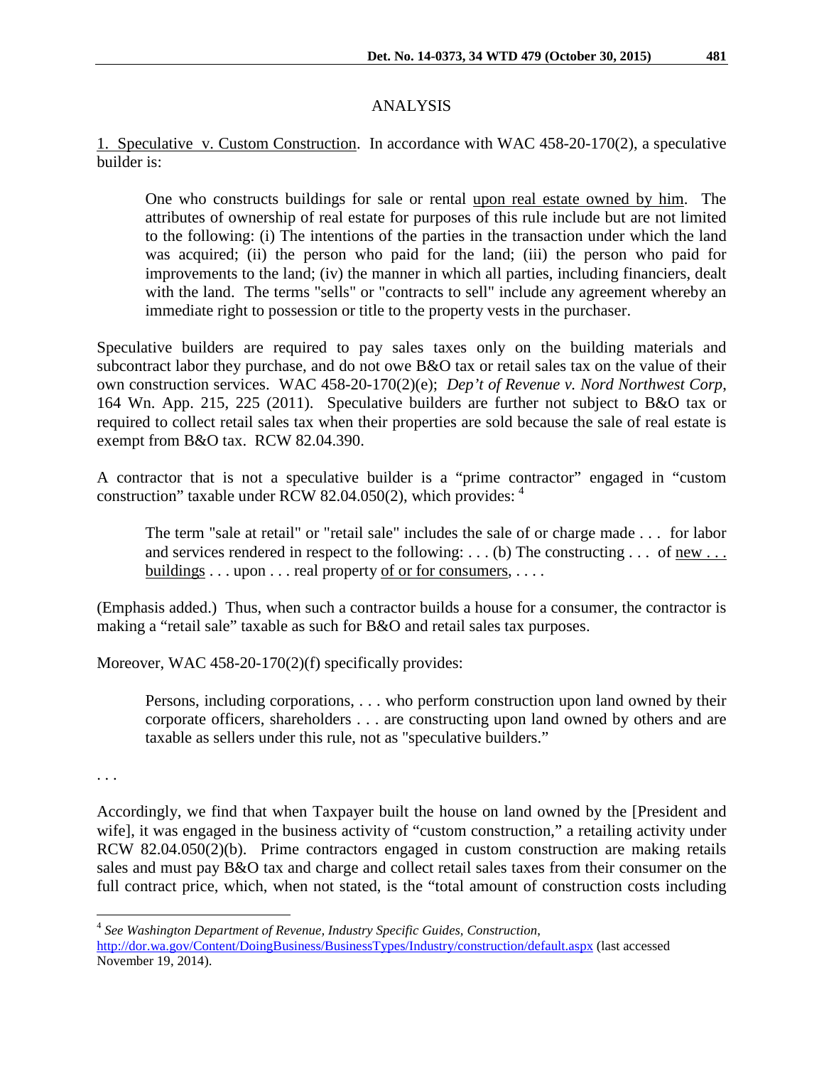## ANALYSIS

1. Speculative v. Custom Construction. In accordance with WAC 458-20-170(2), a speculative builder is:

> One who constructs buildings for sale or rental upon real estate owned by him. The attributes of ownership of real estate for purposes of this rule include but are not limited to the following: (i) The intentions of the parties in the transaction under which the land was acquired; (ii) the person who paid for the land; (iii) the person who paid for improvements to the land; (iv) the manner in which all parties, including financiers, dealt with the land. The terms "sells" or "contracts to sell" include any agreement whereby an immediate right to possession or title to the property vests in the purchaser.

Speculative builders are required to pay sales taxes only on the building materials and subcontract labor they purchase, and do not owe B&O tax or retail sales tax on the value of their own construction services. WAC 458-20-170(2)(e); *Dep't of Revenue v. Nord Northwest Corp*, 164 Wn. App. 215, 225 (2011). Speculative builders are further not subject to B&O tax or required to collect retail sales tax when their properties are sold because the sale of real estate is exempt from B&O tax. RCW 82.04.390.

A contractor that is not a speculative builder is a "prime contractor" engaged in "custom construction" taxable under RCW 82.04.050(2), which provides: [4]

> The term "sale at retail" or "retail sale" includes the sale of or charge made . . . for labor and services rendered in respect to the following: . . . (b) The constructing . . . of new . . . buildings . . . upon . . . real property of or for consumers, . . . .

(Emphasis added.) Thus, when such a contractor builds a house for a consumer, the contractor is making a "retail sale" taxable as such for B&O and retail sales tax purposes.

Moreover, WAC 458-20-170(2)(f) specifically provides:

> Persons, including corporations, . . . who perform construction upon land owned by their corporate officers, shareholders . . . are constructing upon land owned by others and are taxable as sellers under this rule, not as "speculative builders."

. . .

Accordingly, we find that when Taxpayer built the house on land owned by the [President and wife], it was engaged in the business activity of "custom construction," a retailing activity under RCW 82.04.050(2)(b). Prime contractors engaged in custom construction are making retails sales and must pay B&O tax and charge and collect retail sales taxes from their consumer on the full contract price, which, when not stated, is the "total amount of construction costs including

---

[4] *See Washington Department of Revenue, Industry Specific Guides, Construction*, http://dor.wa.gov/Content/DoingBusiness/BusinessTypes/Industry/construction/default.aspx (last accessed November 19, 2014).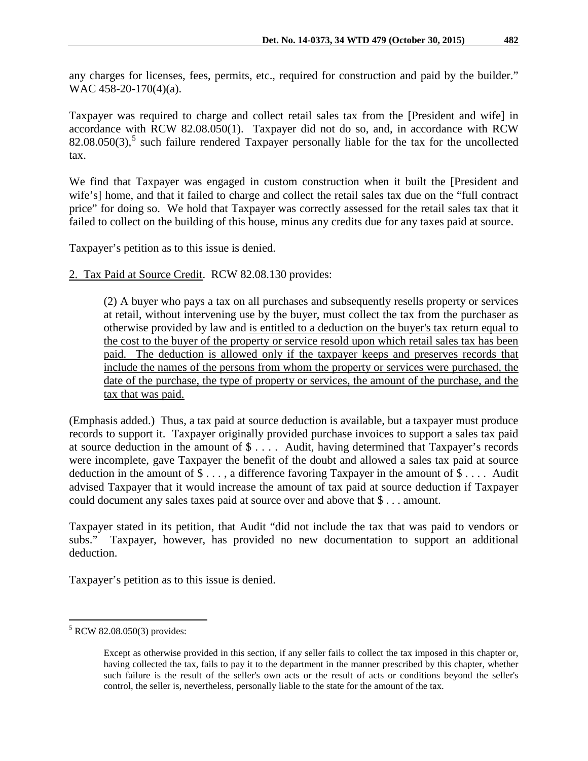any charges for licenses, fees, permits, etc., required for construction and paid by the builder." WAC 458-20-170(4)(a).

Taxpayer was required to charge and collect retail sales tax from the [President and wife] in accordance with RCW 82.08.050(1). Taxpayer did not do so, and, in accordance with RCW 82.08.050(3),[5] such failure rendered Taxpayer personally liable for the tax for the uncollected tax.

We find that Taxpayer was engaged in custom construction when it built the [President and wife's] home, and that it failed to charge and collect the retail sales tax due on the "full contract price" for doing so. We hold that Taxpayer was correctly assessed for the retail sales tax that it failed to collect on the building of this house, minus any credits due for any taxes paid at source.

Taxpayer's petition as to this issue is denied.

2. Tax Paid at Source Credit. RCW 82.08.130 provides:

> (2) A buyer who pays a tax on all purchases and subsequently resells property or services at retail, without intervening use by the buyer, must collect the tax from the purchaser as otherwise provided by law and is entitled to a deduction on the buyer's tax return equal to the cost to the buyer of the property or service resold upon which retail sales tax has been paid. The deduction is allowed only if the taxpayer keeps and preserves records that include the names of the persons from whom the property or services were purchased, the date of the purchase, the type of property or services, the amount of the purchase, and the tax that was paid.

(Emphasis added.) Thus, a tax paid at source deduction is available, but a taxpayer must produce records to support it. Taxpayer originally provided purchase invoices to support a sales tax paid at source deduction in the amount of $ . . . . Audit, having determined that Taxpayer's records were incomplete, gave Taxpayer the benefit of the doubt and allowed a sales tax paid at source deduction in the amount of $ . . . , a difference favoring Taxpayer in the amount of $ . . . . Audit advised Taxpayer that it would increase the amount of tax paid at source deduction if Taxpayer could document any sales taxes paid at source over and above that $ . . . amount.

Taxpayer stated in its petition, that Audit "did not include the tax that was paid to vendors or subs." Taxpayer, however, has provided no new documentation to support an additional deduction.

Taxpayer's petition as to this issue is denied.

---

[5] RCW 82.08.050(3) provides:

> Except as otherwise provided in this section, if any seller fails to collect the tax imposed in this chapter or, having collected the tax, fails to pay it to the department in the manner prescribed by this chapter, whether such failure is the result of the seller's own acts or the result of acts or conditions beyond the seller's control, the seller is, nevertheless, personally liable to the state for the amount of the tax.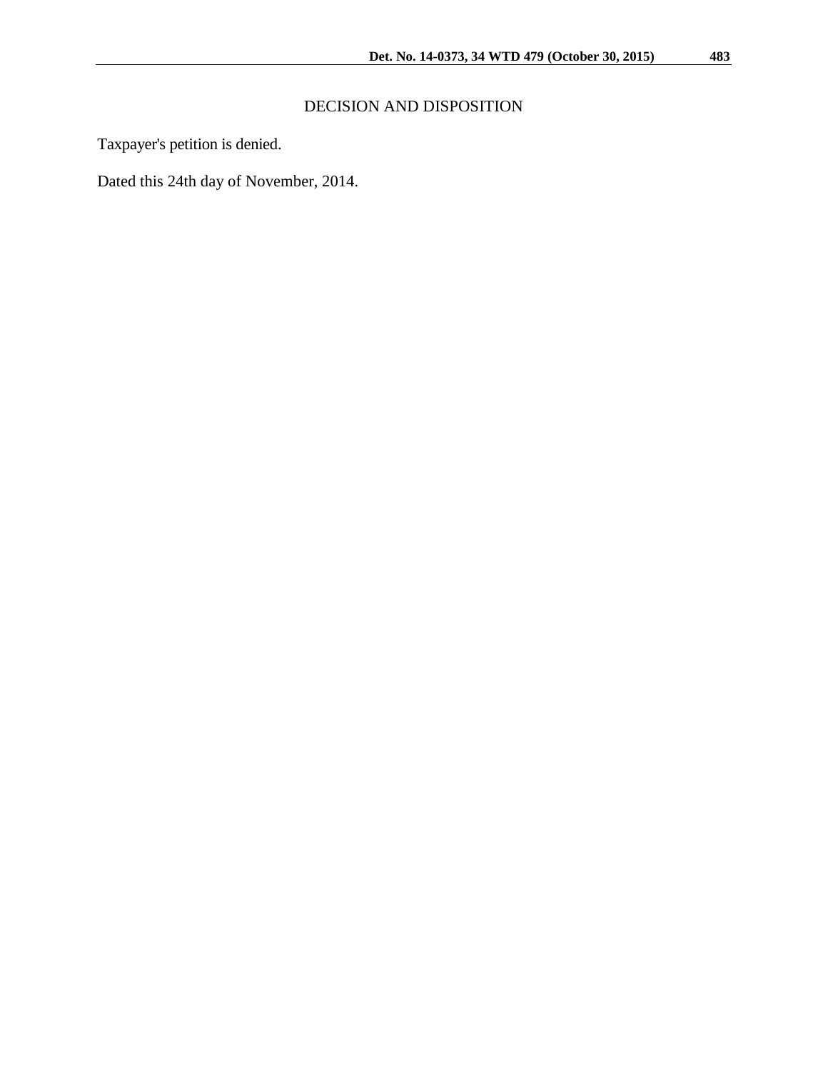## DECISION AND DISPOSITION

Taxpayer's petition is denied.

Dated this 24th day of November, 2014.